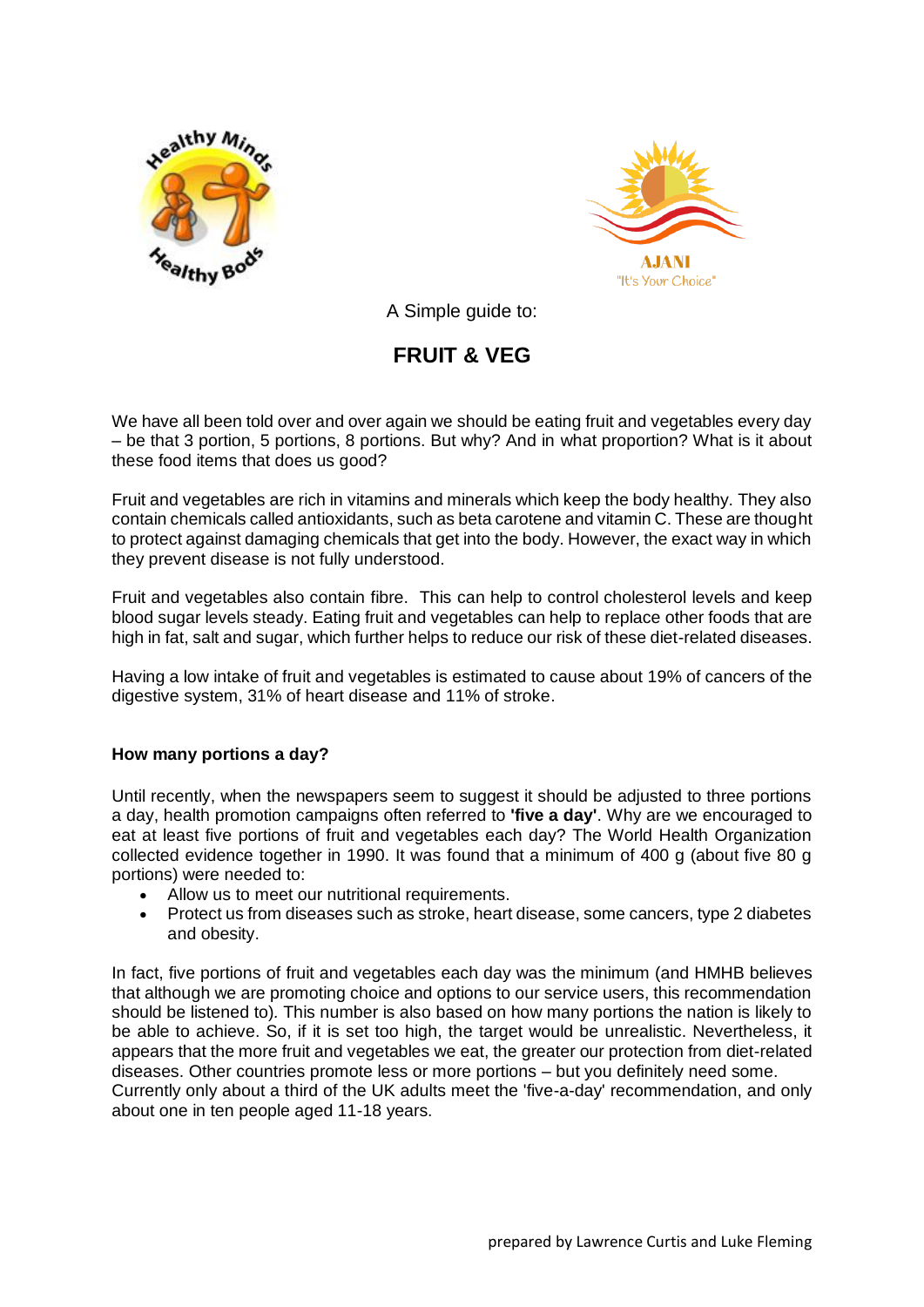A Simple guide to:

# FRUIT & VEG

We have all been told over and over again we should be eating fruit and vegetables every day – be that 3 portion, 5 portions, 8 portions. But why? And in what proportion? What is it about these food items that does us good?

Fruit and vegetables are rich in vitamins and minerals which keep the body healthy. They also contain chemicals called antioxidants, such as beta carotene and vitamin C. These are thought to protect against damaging chemicals that get into the body. However, the exact way in which they prevent disease is not fully understood.

Fruit and vegetables also contain fibre. This can help to control cholesterol levels and keep blood sugar levels steady. Eating fruit and vegetables can help to replace other foods that are high in fat, salt and sugar, which further helps to reduce our risk of these diet-related diseases.

Having a low intake of fruit and vegetables is estimated to cause about 19% of cancers of the digestive system, 31% of heart disease and 11% of stroke.

**How many portions a day?**

Until recently, when the newspapers seem to suggest it should be adjusted to three portions a day, health promotion campaigns often referred to **'five a day'**. Why are we encouraged to eat at least five portions of fruit and vegetables each day? The World Health Organization collected evidence together in 1990. It was found that a minimum of 400 g (about five 80 g portions) were needed to:

- Allow us to meet our nutritional requirements.
- Protect us from diseases such as stroke, heart disease, some cancers, type 2 diabetes and obesity.

In fact, five portions of fruit and vegetables each day was the minimum (and HMHB believes that although we are promoting choice and options to our service users, this recommendation should be listened to). This number is also based on how many portions the nation is likely to be able to achieve. So, if it is set too high, the target would be unrealistic. Nevertheless, it appears that the more fruit and vegetables we eat, the greater our protection from diet-related diseases. Other countries promote less or more portions – but you definitely need some.
Currently only about a third of the UK adults meet the 'five-a-day' recommendation, and only about one in ten people aged 11-18 years.

prepared by Lawrence Curtis and Luke Fleming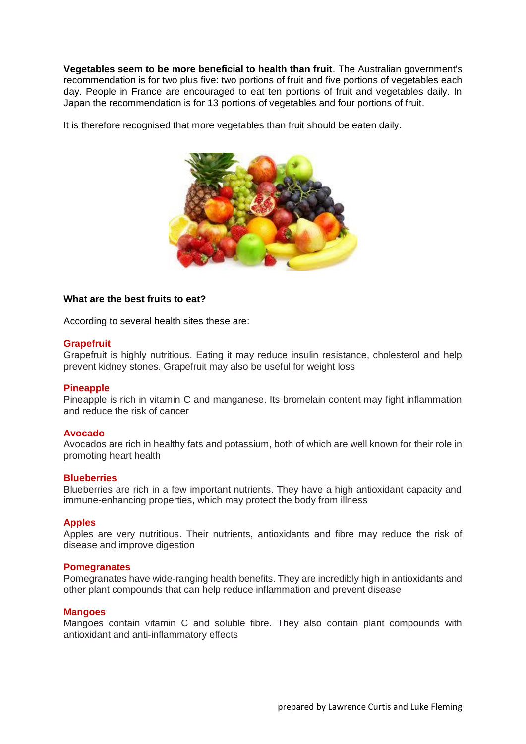**Vegetables seem to be more beneficial to health than fruit**. The Australian government's recommendation is for two plus five: two portions of fruit and five portions of vegetables each day. People in France are encouraged to eat ten portions of fruit and vegetables daily. In Japan the recommendation is for 13 portions of vegetables and four portions of fruit.

It is therefore recognised that more vegetables than fruit should be eaten daily.

**What are the best fruits to eat?**

According to several health sites these are:

### Grapefruit

Grapefruit is highly nutritious. Eating it may reduce insulin resistance, cholesterol and help prevent kidney stones. Grapefruit may also be useful for weight loss

### Pineapple

Pineapple is rich in vitamin C and manganese. Its bromelain content may fight inflammation and reduce the risk of cancer

### Avocado

Avocados are rich in healthy fats and potassium, both of which are well known for their role in promoting heart health

### Blueberries

Blueberries are rich in a few important nutrients. They have a high antioxidant capacity and immune-enhancing properties, which may protect the body from illness

### Apples

Apples are very nutritious. Their nutrients, antioxidants and fibre may reduce the risk of disease and improve digestion

### Pomegranates

Pomegranates have wide-ranging health benefits. They are incredibly high in antioxidants and other plant compounds that can help reduce inflammation and prevent disease

### Mangoes

Mangoes contain vitamin C and soluble fibre. They also contain plant compounds with antioxidant and anti-inflammatory effects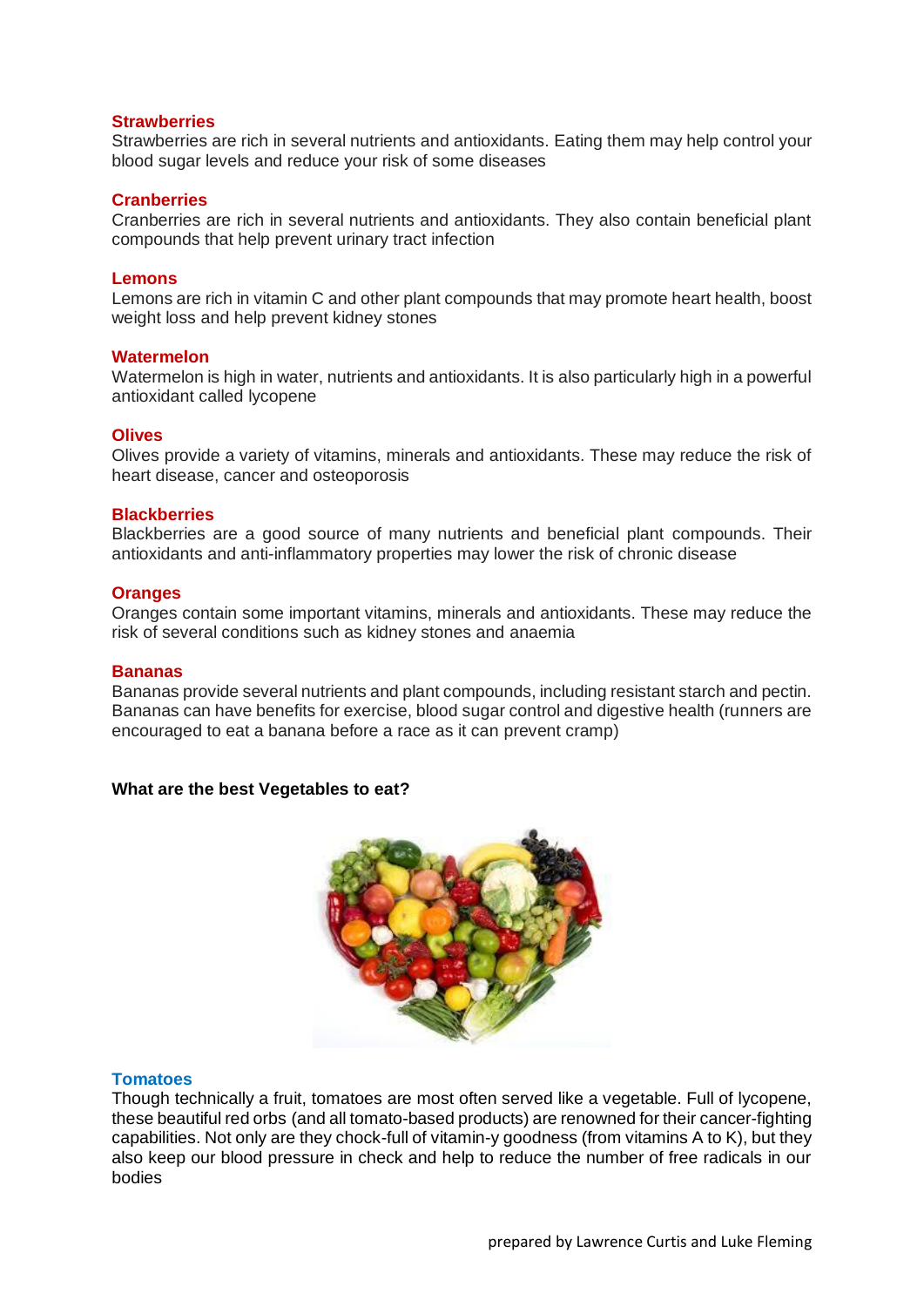### Strawberries

Strawberries are rich in several nutrients and antioxidants. Eating them may help control your blood sugar levels and reduce your risk of some diseases

### Cranberries

Cranberries are rich in several nutrients and antioxidants. They also contain beneficial plant compounds that help prevent urinary tract infection

### Lemons

Lemons are rich in vitamin C and other plant compounds that may promote heart health, boost weight loss and help prevent kidney stones

### Watermelon

Watermelon is high in water, nutrients and antioxidants. It is also particularly high in a powerful antioxidant called lycopene

### Olives

Olives provide a variety of vitamins, minerals and antioxidants. These may reduce the risk of heart disease, cancer and osteoporosis

### Blackberries

Blackberries are a good source of many nutrients and beneficial plant compounds. Their antioxidants and anti-inflammatory properties may lower the risk of chronic disease

### Oranges

Oranges contain some important vitamins, minerals and antioxidants. These may reduce the risk of several conditions such as kidney stones and anaemia

### Bananas

Bananas provide several nutrients and plant compounds, including resistant starch and pectin. Bananas can have benefits for exercise, blood sugar control and digestive health (runners are encouraged to eat a banana before a race as it can prevent cramp)

**What are the best Vegetables to eat?**

### Tomatoes

Though technically a fruit, tomatoes are most often served like a vegetable. Full of lycopene, these beautiful red orbs (and all tomato-based products) are renowned for their cancer-fighting capabilities. Not only are they chock-full of vitamin-y goodness (from vitamins A to K), but they also keep our blood pressure in check and help to reduce the number of free radicals in our bodies

prepared by Lawrence Curtis and Luke Fleming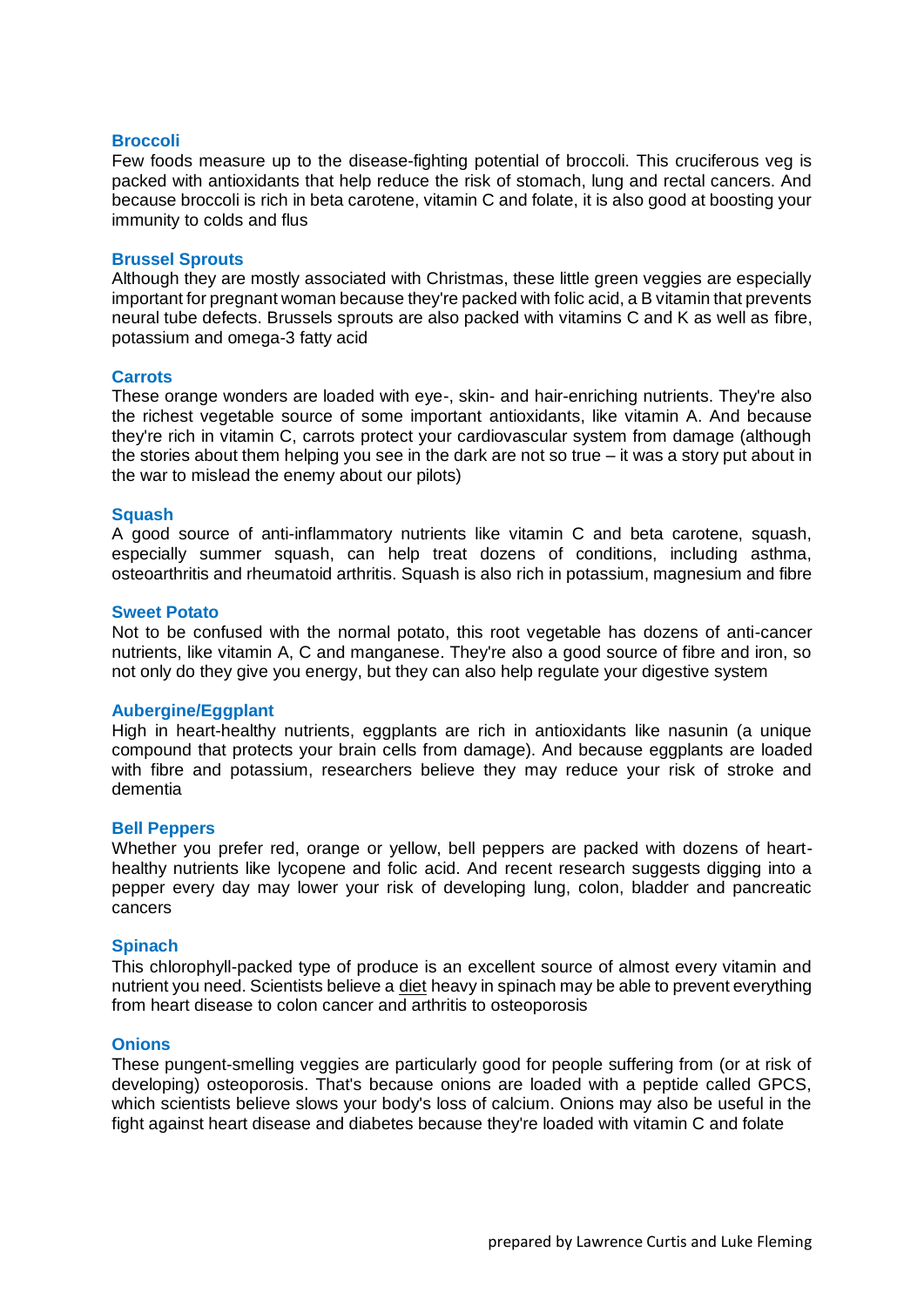### Broccoli

Few foods measure up to the disease-fighting potential of broccoli. This cruciferous veg is packed with antioxidants that help reduce the risk of stomach, lung and rectal cancers. And because broccoli is rich in beta carotene, vitamin C and folate, it is also good at boosting your immunity to colds and flus

### Brussel Sprouts

Although they are mostly associated with Christmas, these little green veggies are especially important for pregnant woman because they're packed with folic acid, a B vitamin that prevents neural tube defects. Brussels sprouts are also packed with vitamins C and K as well as fibre, potassium and omega-3 fatty acid

### Carrots

These orange wonders are loaded with eye-, skin- and hair-enriching nutrients. They're also the richest vegetable source of some important antioxidants, like vitamin A. And because they're rich in vitamin C, carrots protect your cardiovascular system from damage (although the stories about them helping you see in the dark are not so true – it was a story put about in the war to mislead the enemy about our pilots)

### Squash

A good source of anti-inflammatory nutrients like vitamin C and beta carotene, squash, especially summer squash, can help treat dozens of conditions, including asthma, osteoarthritis and rheumatoid arthritis. Squash is also rich in potassium, magnesium and fibre

### Sweet Potato

Not to be confused with the normal potato, this root vegetable has dozens of anti-cancer nutrients, like vitamin A, C and manganese. They're also a good source of fibre and iron, so not only do they give you energy, but they can also help regulate your digestive system

### Aubergine/Eggplant

High in heart-healthy nutrients, eggplants are rich in antioxidants like nasunin (a unique compound that protects your brain cells from damage). And because eggplants are loaded with fibre and potassium, researchers believe they may reduce your risk of stroke and dementia

### Bell Peppers

Whether you prefer red, orange or yellow, bell peppers are packed with dozens of heart-healthy nutrients like lycopene and folic acid. And recent research suggests digging into a pepper every day may lower your risk of developing lung, colon, bladder and pancreatic cancers

### Spinach

This chlorophyll-packed type of produce is an excellent source of almost every vitamin and nutrient you need. Scientists believe a diet heavy in spinach may be able to prevent everything from heart disease to colon cancer and arthritis to osteoporosis

### Onions

These pungent-smelling veggies are particularly good for people suffering from (or at risk of developing) osteoporosis. That's because onions are loaded with a peptide called GPCS, which scientists believe slows your body's loss of calcium. Onions may also be useful in the fight against heart disease and diabetes because they're loaded with vitamin C and folate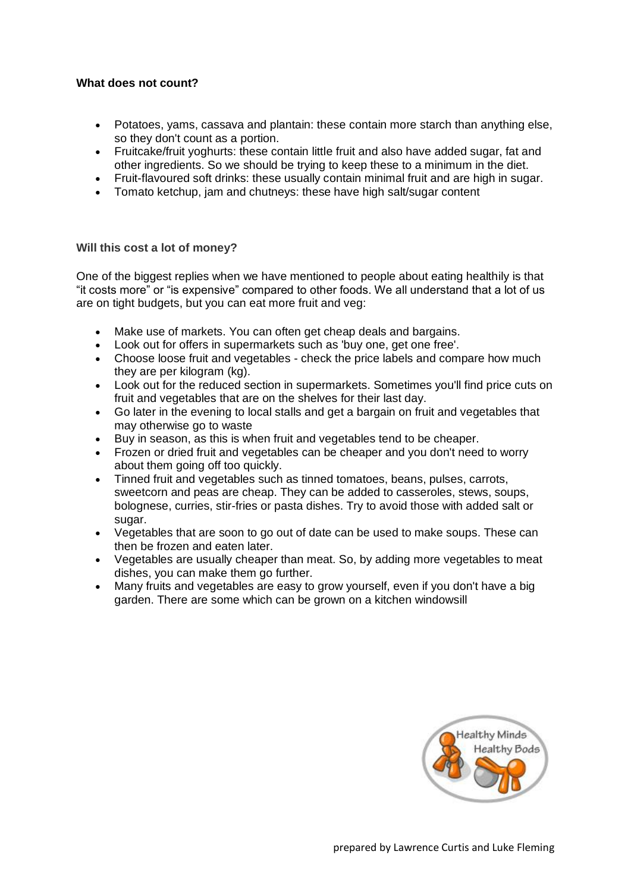**What does not count?**

- Potatoes, yams, cassava and plantain: these contain more starch than anything else, so they don't count as a portion.
- Fruitcake/fruit yoghurts: these contain little fruit and also have added sugar, fat and other ingredients. So we should be trying to keep these to a minimum in the diet.
- Fruit-flavoured soft drinks: these usually contain minimal fruit and are high in sugar.
- Tomato ketchup, jam and chutneys: these have high salt/sugar content

**Will this cost a lot of money?**

One of the biggest replies when we have mentioned to people about eating healthily is that "it costs more" or "is expensive" compared to other foods. We all understand that a lot of us are on tight budgets, but you can eat more fruit and veg:

- Make use of markets. You can often get cheap deals and bargains.
- Look out for offers in supermarkets such as 'buy one, get one free'.
- Choose loose fruit and vegetables - check the price labels and compare how much they are per kilogram (kg).
- Look out for the reduced section in supermarkets. Sometimes you'll find price cuts on fruit and vegetables that are on the shelves for their last day.
- Go later in the evening to local stalls and get a bargain on fruit and vegetables that may otherwise go to waste
- Buy in season, as this is when fruit and vegetables tend to be cheaper.
- Frozen or dried fruit and vegetables can be cheaper and you don't need to worry about them going off too quickly.
- Tinned fruit and vegetables such as tinned tomatoes, beans, pulses, carrots, sweetcorn and peas are cheap. They can be added to casseroles, stews, soups, bolognese, curries, stir-fries or pasta dishes. Try to avoid those with added salt or sugar.
- Vegetables that are soon to go out of date can be used to make soups. These can then be frozen and eaten later.
- Vegetables are usually cheaper than meat. So, by adding more vegetables to meat dishes, you can make them go further.
- Many fruits and vegetables are easy to grow yourself, even if you don't have a big garden. There are some which can be grown on a kitchen windowsill

Healthy Minds Healthy Bods

prepared by Lawrence Curtis and Luke Fleming